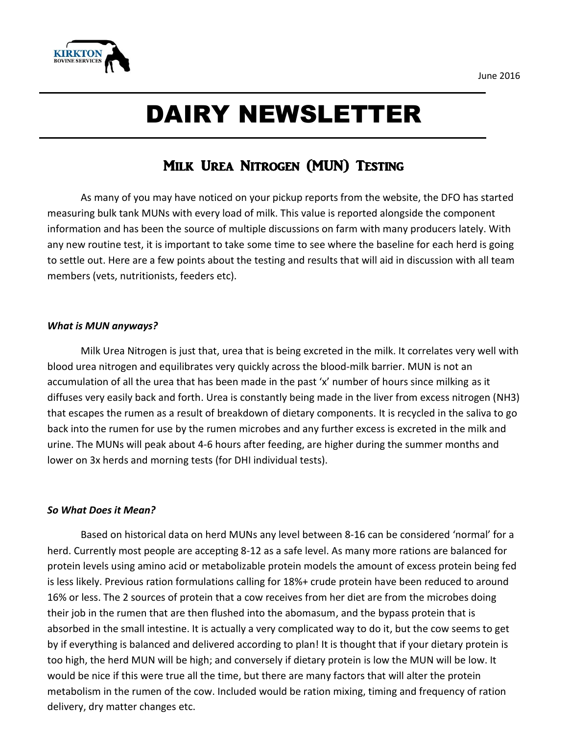June 2016

# DAIRY NEWSLETTER

## Milk Urea Nitrogen (MUN) Testing

As many of you may have noticed on your pickup reports from the website, the DFO has started measuring bulk tank MUNs with every load of milk. This value is reported alongside the component information and has been the source of multiple discussions on farm with many producers lately. With any new routine test, it is important to take some time to see where the baseline for each herd is going to settle out. Here are a few points about the testing and results that will aid in discussion with all team members (vets, nutritionists, feeders etc).

### *What is MUN anyways?*

Milk Urea Nitrogen is just that, urea that is being excreted in the milk. It correlates very well with blood urea nitrogen and equilibrates very quickly across the blood-milk barrier. MUN is not an accumulation of all the urea that has been made in the past 'x' number of hours since milking as it diffuses very easily back and forth. Urea is constantly being made in the liver from excess nitrogen ($NH_3$) that escapes the rumen as a result of breakdown of dietary components. It is recycled in the saliva to go back into the rumen for use by the rumen microbes and any further excess is excreted in the milk and urine. The MUNs will peak about 4-6 hours after feeding, are higher during the summer months and lower on 3x herds and morning tests (for DHI individual tests).

### *So What Does it Mean?*

Based on historical data on herd MUNs any level between 8-16 can be considered 'normal' for a herd. Currently most people are accepting 8-12 as a safe level. As many more rations are balanced for protein levels using amino acid or metabolizable protein models the amount of excess protein being fed is less likely. Previous ration formulations calling for 18%+ crude protein have been reduced to around 16% or less. The 2 sources of protein that a cow receives from her diet are from the microbes doing their job in the rumen that are then flushed into the abomasum, and the bypass protein that is absorbed in the small intestine. It is actually a very complicated way to do it, but the cow seems to get by if everything is balanced and delivered according to plan! It is thought that if your dietary protein is too high, the herd MUN will be high; and conversely if dietary protein is low the MUN will be low. It would be nice if this were true all the time, but there are many factors that will alter the protein metabolism in the rumen of the cow. Included would be ration mixing, timing and frequency of ration delivery, dry matter changes etc.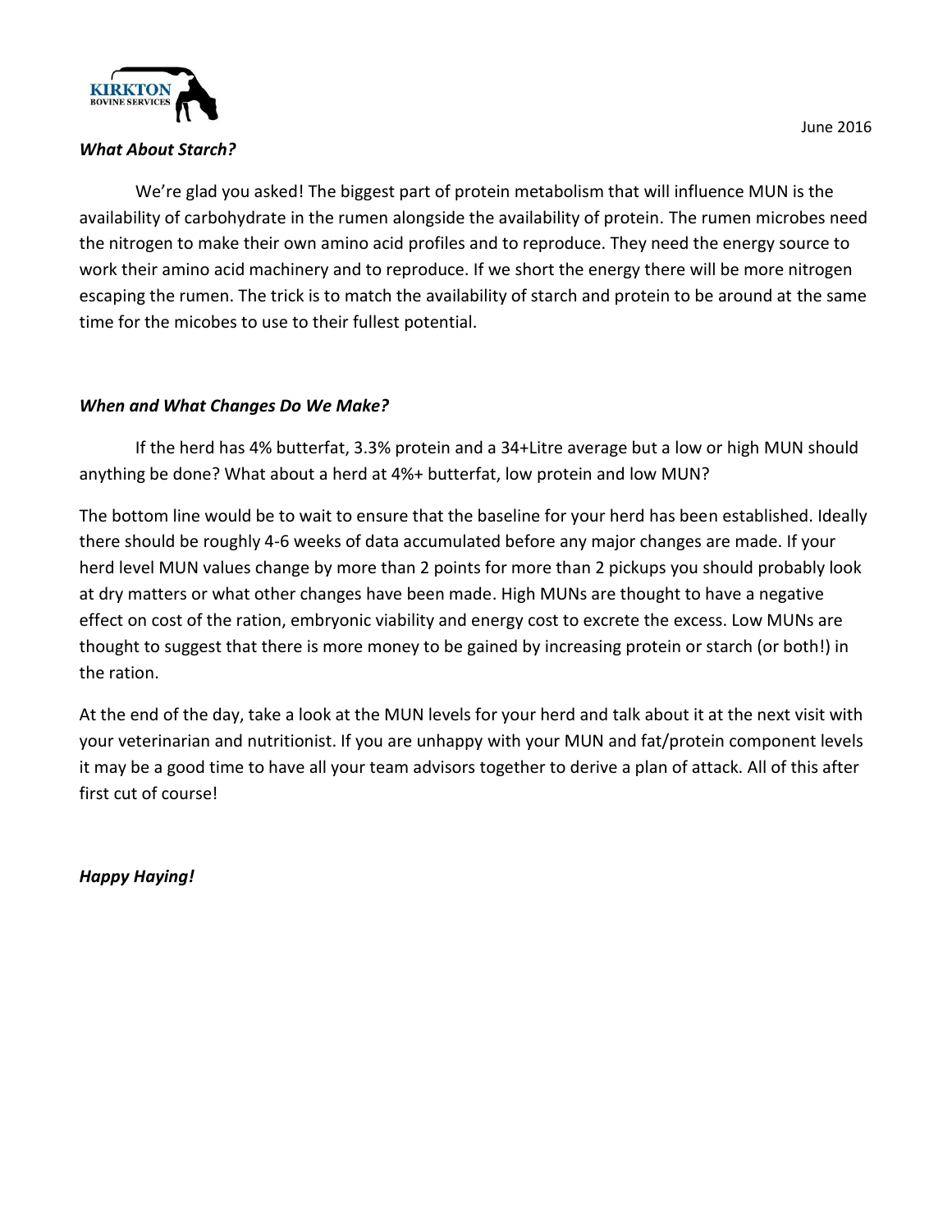### *What About Starch?*

We're glad you asked! The biggest part of protein metabolism that will influence MUN is the availability of carbohydrate in the rumen alongside the availability of protein. The rumen microbes need the nitrogen to make their own amino acid profiles and to reproduce. They need the energy source to work their amino acid machinery and to reproduce. If we short the energy there will be more nitrogen escaping the rumen. The trick is to match the availability of starch and protein to be around at the same time for the micobes to use to their fullest potential.

### *When and What Changes Do We Make?*

If the herd has 4% butterfat, 3.3% protein and a 34+Litre average but a low or high MUN should anything be done? What about a herd at 4%+ butterfat, low protein and low MUN?

The bottom line would be to wait to ensure that the baseline for your herd has been established. Ideally there should be roughly 4-6 weeks of data accumulated before any major changes are made. If your herd level MUN values change by more than 2 points for more than 2 pickups you should probably look at dry matters or what other changes have been made. High MUNs are thought to have a negative effect on cost of the ration, embryonic viability and energy cost to excrete the excess. Low MUNs are thought to suggest that there is more money to be gained by increasing protein or starch (or both!) in the ration.

At the end of the day, take a look at the MUN levels for your herd and talk about it at the next visit with your veterinarian and nutritionist. If you are unhappy with your MUN and fat/protein component levels it may be a good time to have all your team advisors together to derive a plan of attack. All of this after first cut of course!

***Happy Haying!***